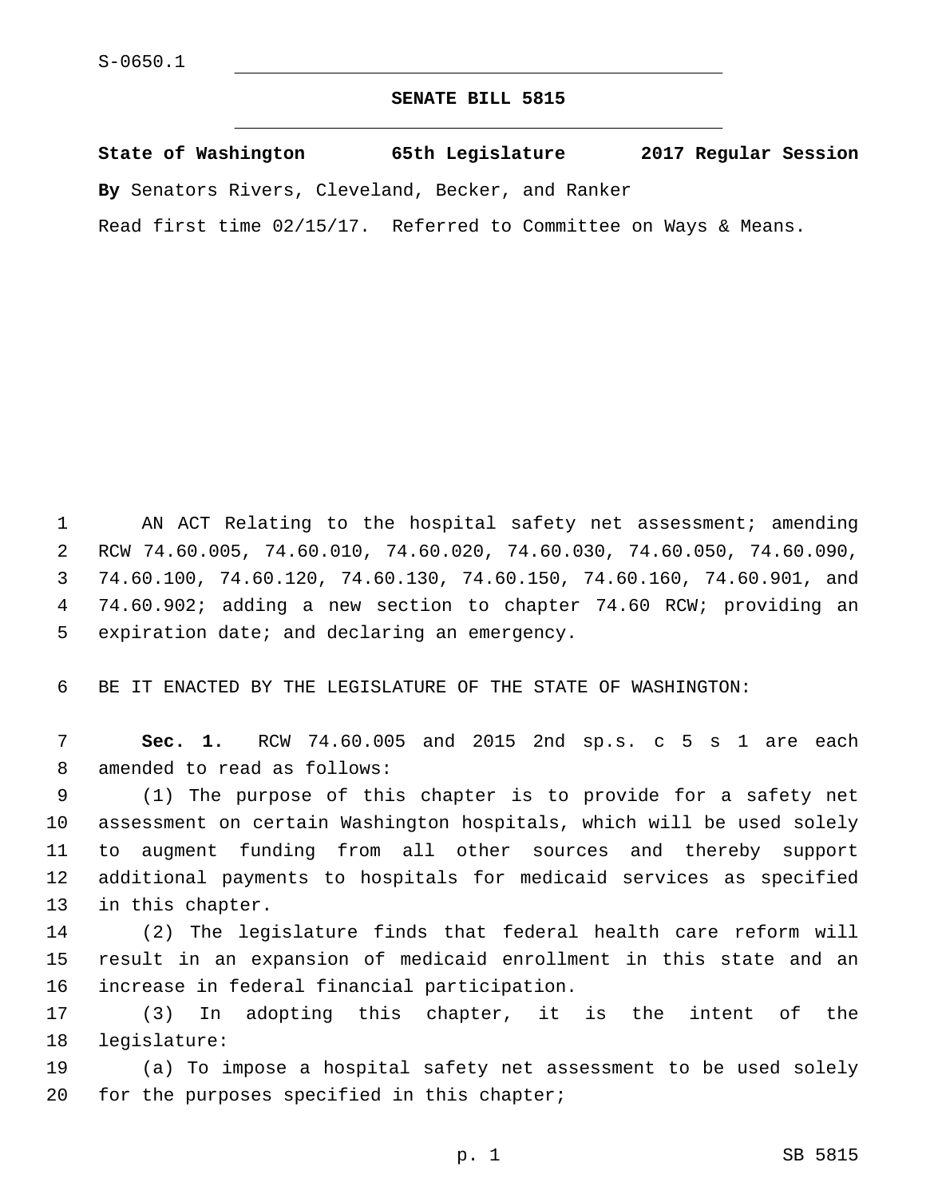S-0650.1

# SENATE BILL 5815

**State of Washington 65th Legislature 2017 Regular Session**

**By** Senators Rivers, Cleveland, Becker, and Ranker

Read first time 02/15/17. Referred to Committee on Ways & Means.

AN ACT Relating to the hospital safety net assessment; amending RCW 74.60.005, 74.60.010, 74.60.020, 74.60.030, 74.60.050, 74.60.090, 74.60.100, 74.60.120, 74.60.130, 74.60.150, 74.60.160, 74.60.901, and 74.60.902; adding a new section to chapter 74.60 RCW; providing an expiration date; and declaring an emergency.

BE IT ENACTED BY THE LEGISLATURE OF THE STATE OF WASHINGTON:

**Sec. 1.** RCW 74.60.005 and 2015 2nd sp.s. c 5 s 1 are each amended to read as follows:

(1) The purpose of this chapter is to provide for a safety net assessment on certain Washington hospitals, which will be used solely to augment funding from all other sources and thereby support additional payments to hospitals for medicaid services as specified in this chapter.

(2) The legislature finds that federal health care reform will result in an expansion of medicaid enrollment in this state and an increase in federal financial participation.

(3) In adopting this chapter, it is the intent of the legislature:

(a) To impose a hospital safety net assessment to be used solely for the purposes specified in this chapter;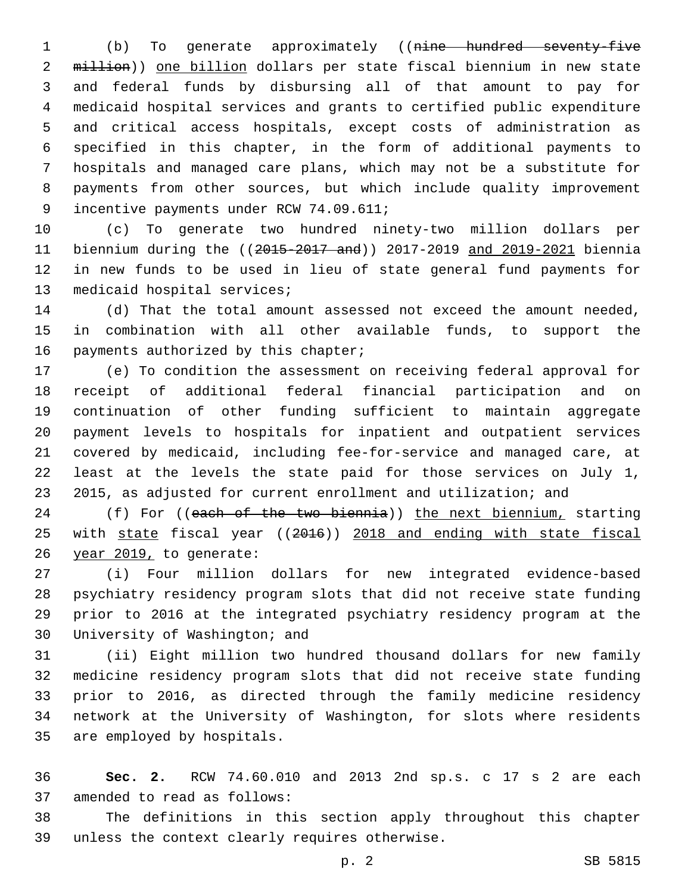(b) To generate approximately ((~~nine hundred seventy-five million~~)) <u>one billion</u> dollars per state fiscal biennium in new state and federal funds by disbursing all of that amount to pay for medicaid hospital services and grants to certified public expenditure and critical access hospitals, except costs of administration as specified in this chapter, in the form of additional payments to hospitals and managed care plans, which may not be a substitute for payments from other sources, but which include quality improvement incentive payments under RCW 74.09.611;

(c) To generate two hundred ninety-two million dollars per biennium during the ((~~2015-2017 and~~)) 2017-2019 <u>and 2019-2021</u> biennia in new funds to be used in lieu of state general fund payments for medicaid hospital services;

(d) That the total amount assessed not exceed the amount needed, in combination with all other available funds, to support the payments authorized by this chapter;

(e) To condition the assessment on receiving federal approval for receipt of additional federal financial participation and on continuation of other funding sufficient to maintain aggregate payment levels to hospitals for inpatient and outpatient services covered by medicaid, including fee-for-service and managed care, at least at the levels the state paid for those services on July 1, 2015, as adjusted for current enrollment and utilization; and

(f) For ((~~each of the two biennia~~)) <u>the next biennium,</u> starting with <u>state</u> fiscal year ((~~2016~~)) <u>2018 and ending with state fiscal year 2019,</u> to generate:

(i) Four million dollars for new integrated evidence-based psychiatry residency program slots that did not receive state funding prior to 2016 at the integrated psychiatry residency program at the University of Washington; and

(ii) Eight million two hundred thousand dollars for new family medicine residency program slots that did not receive state funding prior to 2016, as directed through the family medicine residency network at the University of Washington, for slots where residents are employed by hospitals.

**Sec. 2.** RCW 74.60.010 and 2013 2nd sp.s. c 17 s 2 are each amended to read as follows:

The definitions in this section apply throughout this chapter unless the context clearly requires otherwise.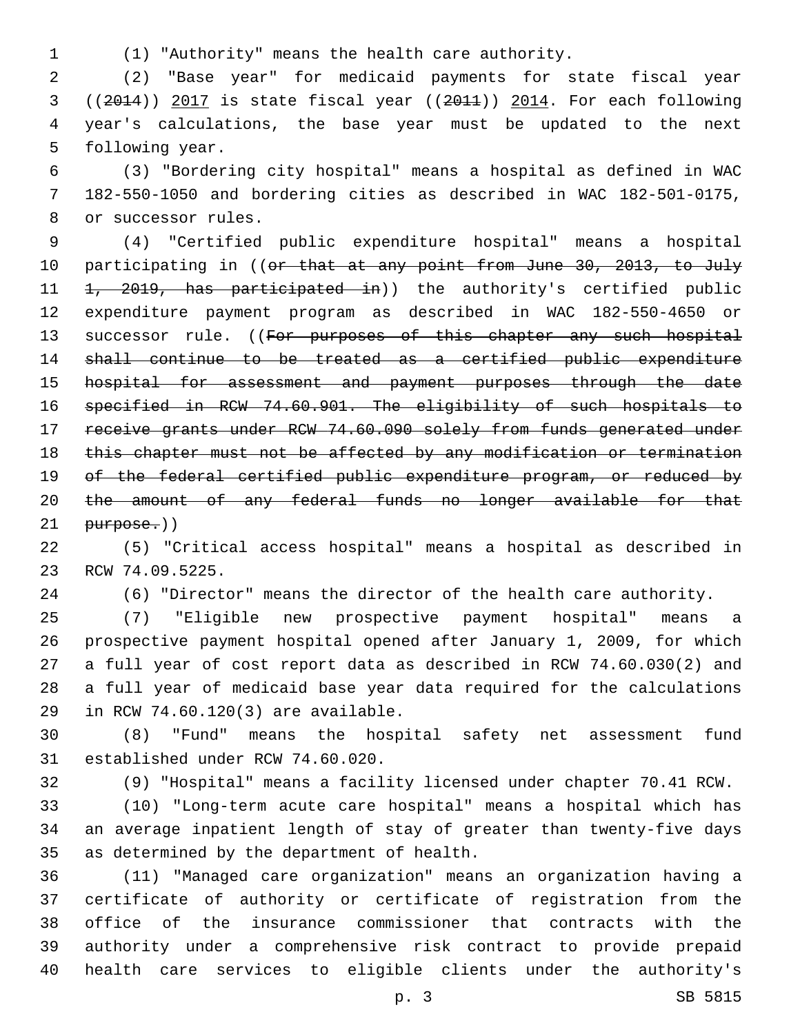(1) "Authority" means the health care authority.

(2) "Base year" for medicaid payments for state fiscal year ((~~2014~~)) <u>2017</u> is state fiscal year ((~~2011~~)) <u>2014</u>. For each following year's calculations, the base year must be updated to the next following year.

(3) "Bordering city hospital" means a hospital as defined in WAC 182-550-1050 and bordering cities as described in WAC 182-501-0175, or successor rules.

(4) "Certified public expenditure hospital" means a hospital participating in ((~~or that at any point from June 30, 2013, to July 1, 2019, has participated in~~)) the authority's certified public expenditure payment program as described in WAC 182-550-4650 or successor rule. ((~~For purposes of this chapter any such hospital shall continue to be treated as a certified public expenditure hospital for assessment and payment purposes through the date specified in RCW 74.60.901. The eligibility of such hospitals to receive grants under RCW 74.60.090 solely from funds generated under this chapter must not be affected by any modification or termination of the federal certified public expenditure program, or reduced by the amount of any federal funds no longer available for that purpose.~~))

(5) "Critical access hospital" means a hospital as described in RCW 74.09.5225.

(6) "Director" means the director of the health care authority.

(7) "Eligible new prospective payment hospital" means a prospective payment hospital opened after January 1, 2009, for which a full year of cost report data as described in RCW 74.60.030(2) and a full year of medicaid base year data required for the calculations in RCW 74.60.120(3) are available.

(8) "Fund" means the hospital safety net assessment fund established under RCW 74.60.020.

(9) "Hospital" means a facility licensed under chapter 70.41 RCW.

(10) "Long-term acute care hospital" means a hospital which has an average inpatient length of stay of greater than twenty-five days as determined by the department of health.

(11) "Managed care organization" means an organization having a certificate of authority or certificate of registration from the office of the insurance commissioner that contracts with the authority under a comprehensive risk contract to provide prepaid health care services to eligible clients under the authority's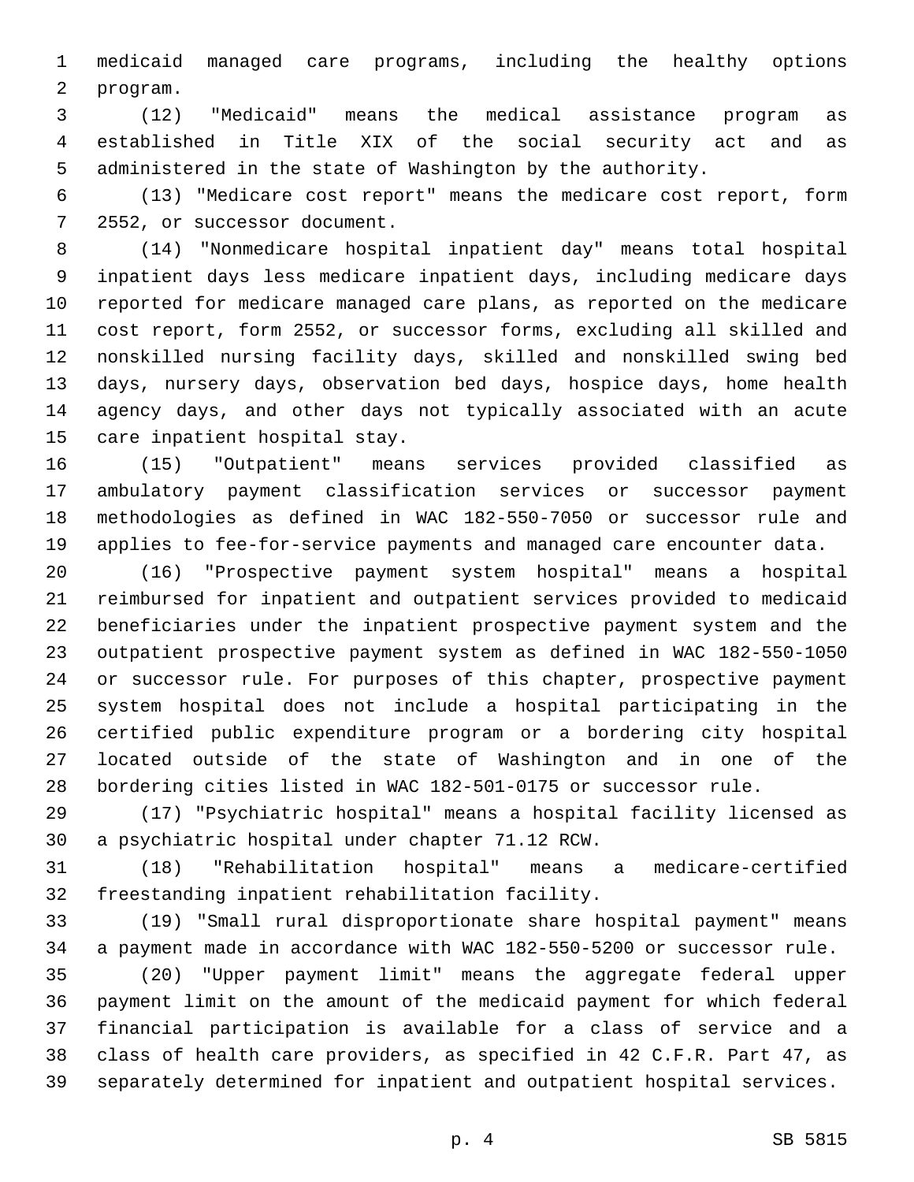medicaid managed care programs, including the healthy options program.

(12) "Medicaid" means the medical assistance program as established in Title XIX of the social security act and as administered in the state of Washington by the authority.

(13) "Medicare cost report" means the medicare cost report, form 2552, or successor document.

(14) "Nonmedicare hospital inpatient day" means total hospital inpatient days less medicare inpatient days, including medicare days reported for medicare managed care plans, as reported on the medicare cost report, form 2552, or successor forms, excluding all skilled and nonskilled nursing facility days, skilled and nonskilled swing bed days, nursery days, observation bed days, hospice days, home health agency days, and other days not typically associated with an acute care inpatient hospital stay.

(15) "Outpatient" means services provided classified as ambulatory payment classification services or successor payment methodologies as defined in WAC 182-550-7050 or successor rule and applies to fee-for-service payments and managed care encounter data.

(16) "Prospective payment system hospital" means a hospital reimbursed for inpatient and outpatient services provided to medicaid beneficiaries under the inpatient prospective payment system and the outpatient prospective payment system as defined in WAC 182-550-1050 or successor rule. For purposes of this chapter, prospective payment system hospital does not include a hospital participating in the certified public expenditure program or a bordering city hospital located outside of the state of Washington and in one of the bordering cities listed in WAC 182-501-0175 or successor rule.

(17) "Psychiatric hospital" means a hospital facility licensed as a psychiatric hospital under chapter 71.12 RCW.

(18) "Rehabilitation hospital" means a medicare-certified freestanding inpatient rehabilitation facility.

(19) "Small rural disproportionate share hospital payment" means a payment made in accordance with WAC 182-550-5200 or successor rule.

(20) "Upper payment limit" means the aggregate federal upper payment limit on the amount of the medicaid payment for which federal financial participation is available for a class of service and a class of health care providers, as specified in 42 C.F.R. Part 47, as separately determined for inpatient and outpatient hospital services.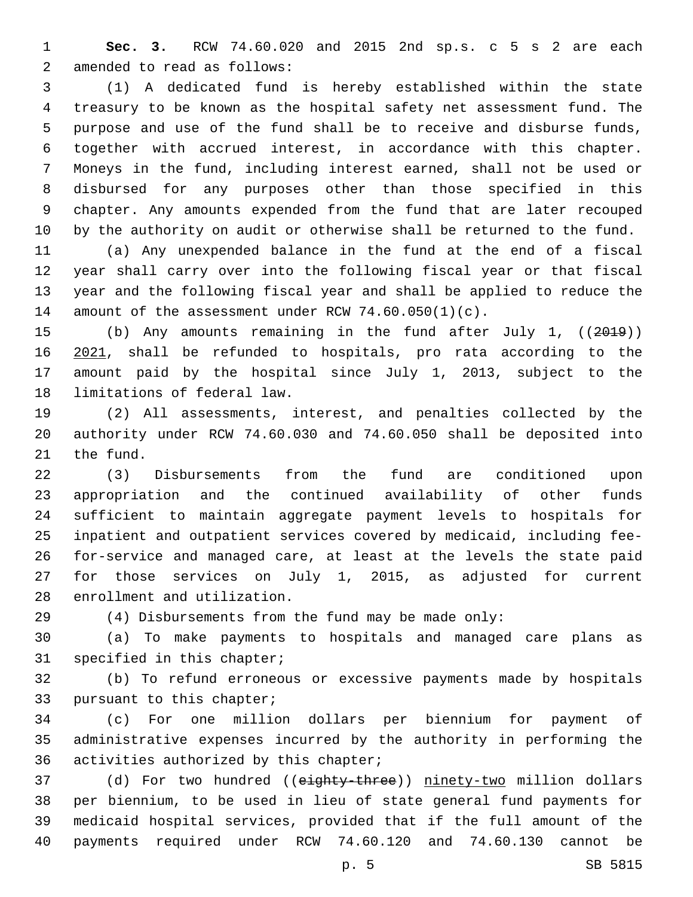**Sec. 3.** RCW 74.60.020 and 2015 2nd sp.s. c 5 s 2 are each amended to read as follows:

(1) A dedicated fund is hereby established within the state treasury to be known as the hospital safety net assessment fund. The purpose and use of the fund shall be to receive and disburse funds, together with accrued interest, in accordance with this chapter. Moneys in the fund, including interest earned, shall not be used or disbursed for any purposes other than those specified in this chapter. Any amounts expended from the fund that are later recouped by the authority on audit or otherwise shall be returned to the fund.

(a) Any unexpended balance in the fund at the end of a fiscal year shall carry over into the following fiscal year or that fiscal year and the following fiscal year and shall be applied to reduce the amount of the assessment under RCW 74.60.050(1)(c).

(b) Any amounts remaining in the fund after July 1, ((~~2019~~)) 2021, shall be refunded to hospitals, pro rata according to the amount paid by the hospital since July 1, 2013, subject to the limitations of federal law.

(2) All assessments, interest, and penalties collected by the authority under RCW 74.60.030 and 74.60.050 shall be deposited into the fund.

(3) Disbursements from the fund are conditioned upon appropriation and the continued availability of other funds sufficient to maintain aggregate payment levels to hospitals for inpatient and outpatient services covered by medicaid, including fee-for-service and managed care, at least at the levels the state paid for those services on July 1, 2015, as adjusted for current enrollment and utilization.

(4) Disbursements from the fund may be made only:

(a) To make payments to hospitals and managed care plans as specified in this chapter;

(b) To refund erroneous or excessive payments made by hospitals pursuant to this chapter;

(c) For one million dollars per biennium for payment of administrative expenses incurred by the authority in performing the activities authorized by this chapter;

(d) For two hundred ((~~eighty-three~~)) ninety-two million dollars per biennium, to be used in lieu of state general fund payments for medicaid hospital services, provided that if the full amount of the payments required under RCW 74.60.120 and 74.60.130 cannot be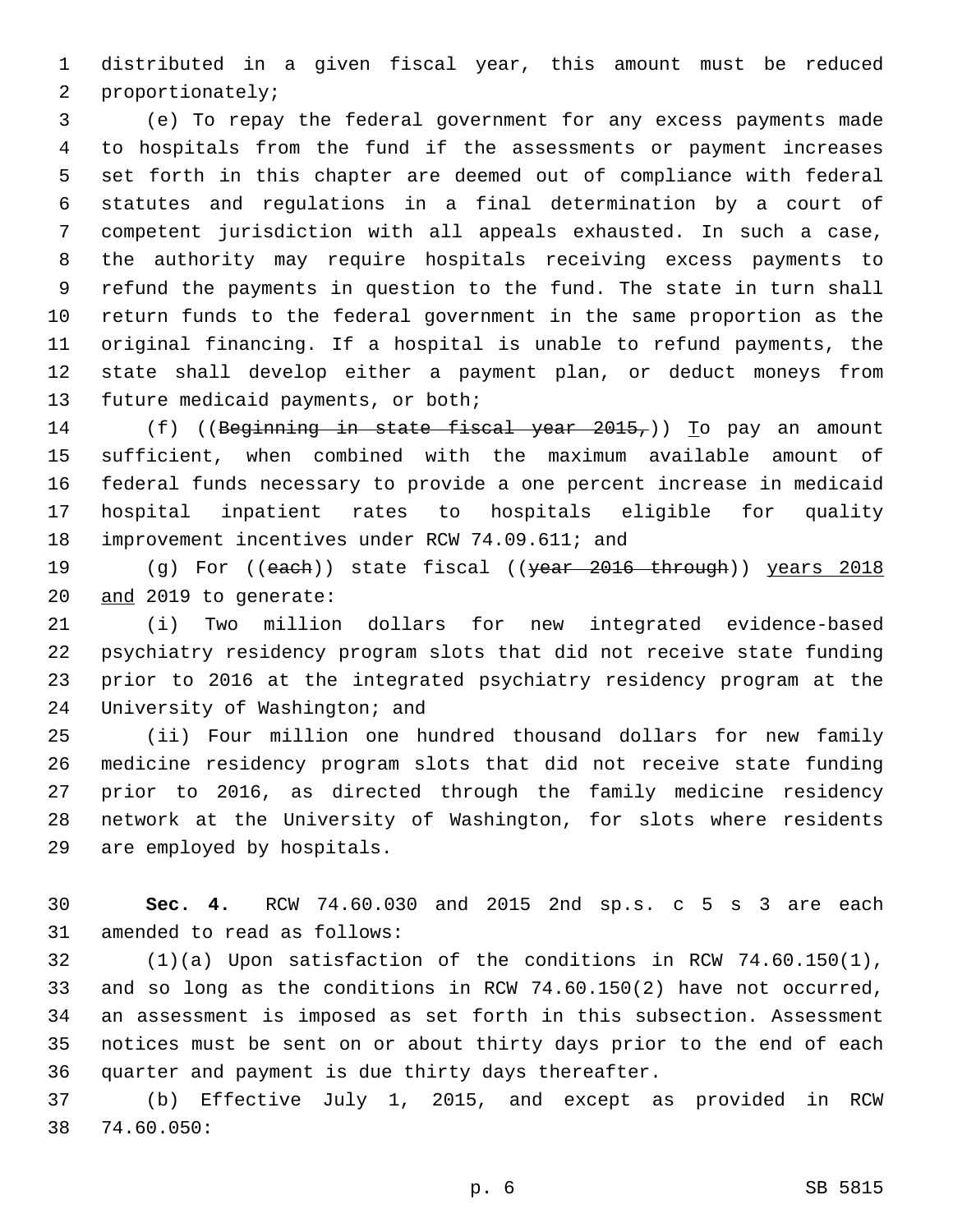distributed in a given fiscal year, this amount must be reduced proportionately;

(e) To repay the federal government for any excess payments made to hospitals from the fund if the assessments or payment increases set forth in this chapter are deemed out of compliance with federal statutes and regulations in a final determination by a court of competent jurisdiction with all appeals exhausted. In such a case, the authority may require hospitals receiving excess payments to refund the payments in question to the fund. The state in turn shall return funds to the federal government in the same proportion as the original financing. If a hospital is unable to refund payments, the state shall develop either a payment plan, or deduct moneys from future medicaid payments, or both;

(f) ((~~Beginning in state fiscal year 2015,~~)) <u>T</u>o pay an amount sufficient, when combined with the maximum available amount of federal funds necessary to provide a one percent increase in medicaid hospital inpatient rates to hospitals eligible for quality improvement incentives under RCW 74.09.611; and

(g) For ((~~each~~)) state fiscal ((~~year 2016 through~~)) <u>years 2018 and</u> 2019 to generate:

(i) Two million dollars for new integrated evidence-based psychiatry residency program slots that did not receive state funding prior to 2016 at the integrated psychiatry residency program at the University of Washington; and

(ii) Four million one hundred thousand dollars for new family medicine residency program slots that did not receive state funding prior to 2016, as directed through the family medicine residency network at the University of Washington, for slots where residents are employed by hospitals.

**Sec. 4.** RCW 74.60.030 and 2015 2nd sp.s. c 5 s 3 are each amended to read as follows:

(1)(a) Upon satisfaction of the conditions in RCW 74.60.150(1), and so long as the conditions in RCW 74.60.150(2) have not occurred, an assessment is imposed as set forth in this subsection. Assessment notices must be sent on or about thirty days prior to the end of each quarter and payment is due thirty days thereafter.

(b) Effective July 1, 2015, and except as provided in RCW 74.60.050: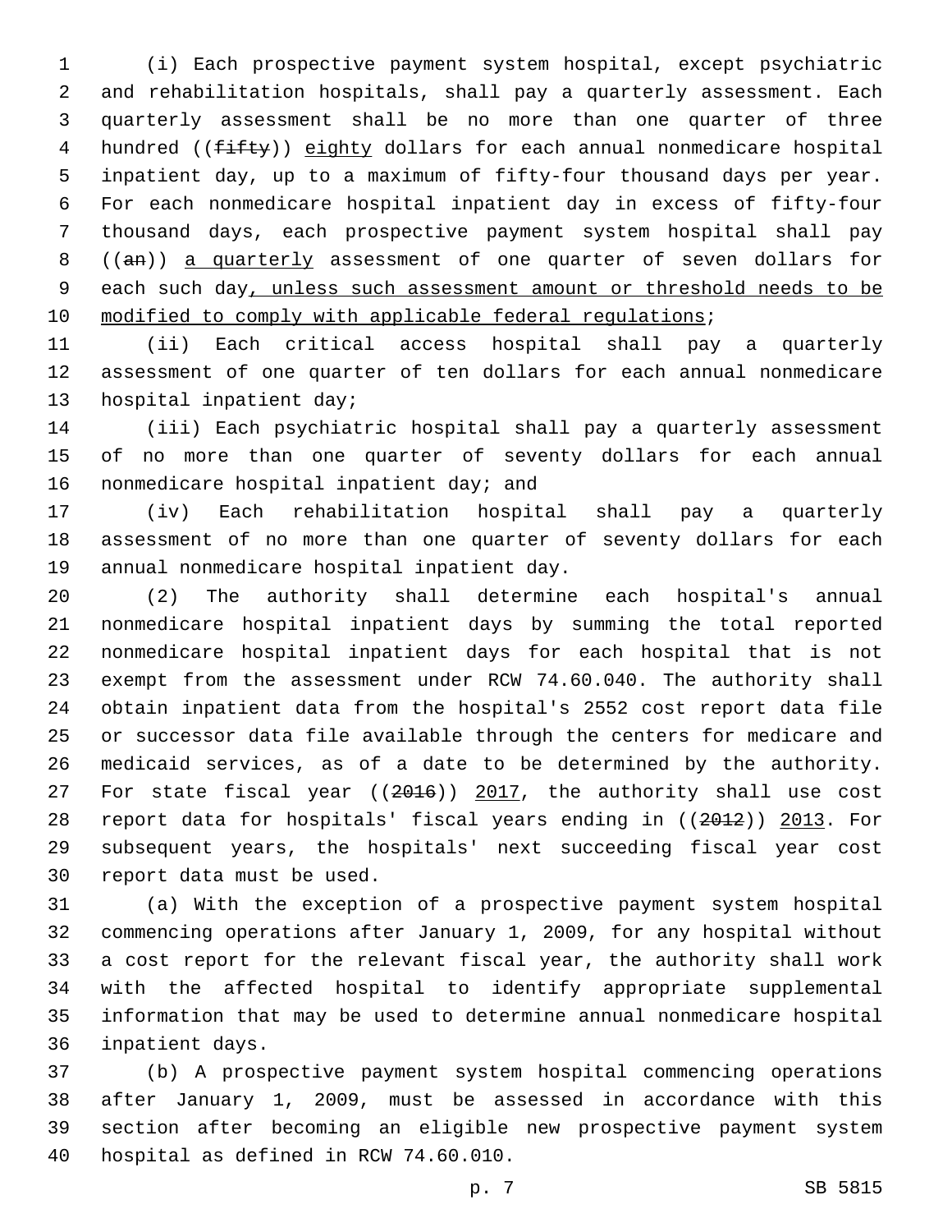(i) Each prospective payment system hospital, except psychiatric and rehabilitation hospitals, shall pay a quarterly assessment. Each quarterly assessment shall be no more than one quarter of three hundred ((~~fifty~~)) <u>eighty</u> dollars for each annual nonmedicare hospital inpatient day, up to a maximum of fifty-four thousand days per year. For each nonmedicare hospital inpatient day in excess of fifty-four thousand days, each prospective payment system hospital shall pay ((~~an~~)) <u>a quarterly</u> assessment of one quarter of seven dollars for each such day<u>, unless such assessment amount or threshold needs to be modified to comply with applicable federal regulations</u>;

(ii) Each critical access hospital shall pay a quarterly assessment of one quarter of ten dollars for each annual nonmedicare hospital inpatient day;

(iii) Each psychiatric hospital shall pay a quarterly assessment of no more than one quarter of seventy dollars for each annual nonmedicare hospital inpatient day; and

(iv) Each rehabilitation hospital shall pay a quarterly assessment of no more than one quarter of seventy dollars for each annual nonmedicare hospital inpatient day.

(2) The authority shall determine each hospital's annual nonmedicare hospital inpatient days by summing the total reported nonmedicare hospital inpatient days for each hospital that is not exempt from the assessment under RCW 74.60.040. The authority shall obtain inpatient data from the hospital's 2552 cost report data file or successor data file available through the centers for medicare and medicaid services, as of a date to be determined by the authority. For state fiscal year ((~~2016~~)) <u>2017</u>, the authority shall use cost report data for hospitals' fiscal years ending in ((~~2012~~)) <u>2013</u>. For subsequent years, the hospitals' next succeeding fiscal year cost report data must be used.

(a) With the exception of a prospective payment system hospital commencing operations after January 1, 2009, for any hospital without a cost report for the relevant fiscal year, the authority shall work with the affected hospital to identify appropriate supplemental information that may be used to determine annual nonmedicare hospital inpatient days.

(b) A prospective payment system hospital commencing operations after January 1, 2009, must be assessed in accordance with this section after becoming an eligible new prospective payment system hospital as defined in RCW 74.60.010.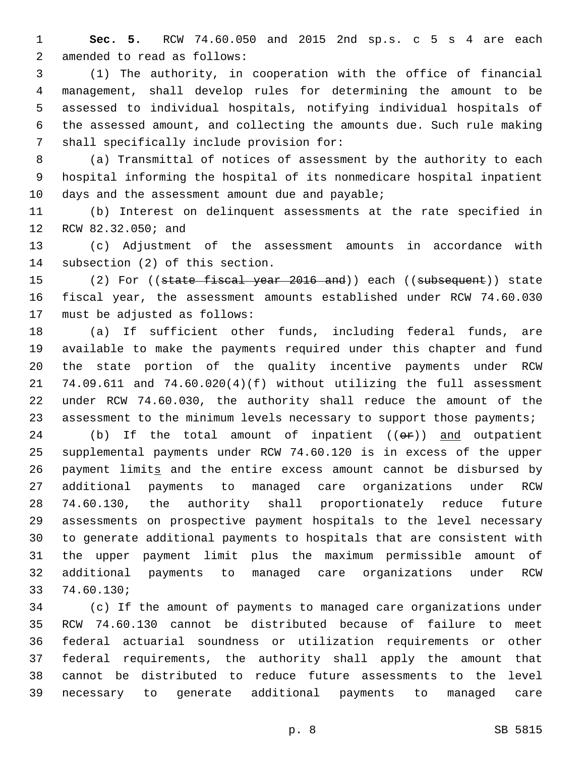**Sec. 5.** RCW 74.60.050 and 2015 2nd sp.s. c 5 s 4 are each amended to read as follows:

(1) The authority, in cooperation with the office of financial management, shall develop rules for determining the amount to be assessed to individual hospitals, notifying individual hospitals of the assessed amount, and collecting the amounts due. Such rule making shall specifically include provision for:

(a) Transmittal of notices of assessment by the authority to each hospital informing the hospital of its nonmedicare hospital inpatient days and the assessment amount due and payable;

(b) Interest on delinquent assessments at the rate specified in RCW 82.32.050; and

(c) Adjustment of the assessment amounts in accordance with subsection (2) of this section.

(2) For ((~~state fiscal year 2016 and~~)) each ((~~subsequent~~)) state fiscal year, the assessment amounts established under RCW 74.60.030 must be adjusted as follows:

(a) If sufficient other funds, including federal funds, are available to make the payments required under this chapter and fund the state portion of the quality incentive payments under RCW 74.09.611 and 74.60.020(4)(f) without utilizing the full assessment under RCW 74.60.030, the authority shall reduce the amount of the assessment to the minimum levels necessary to support those payments;

(b) If the total amount of inpatient ((~~or~~)) <u>and</u> outpatient supplemental payments under RCW 74.60.120 is in excess of the upper payment limit<u>s</u> and the entire excess amount cannot be disbursed by additional payments to managed care organizations under RCW 74.60.130, the authority shall proportionately reduce future assessments on prospective payment hospitals to the level necessary to generate additional payments to hospitals that are consistent with the upper payment limit plus the maximum permissible amount of additional payments to managed care organizations under RCW 74.60.130;

(c) If the amount of payments to managed care organizations under RCW 74.60.130 cannot be distributed because of failure to meet federal actuarial soundness or utilization requirements or other federal requirements, the authority shall apply the amount that cannot be distributed to reduce future assessments to the level necessary to generate additional payments to managed care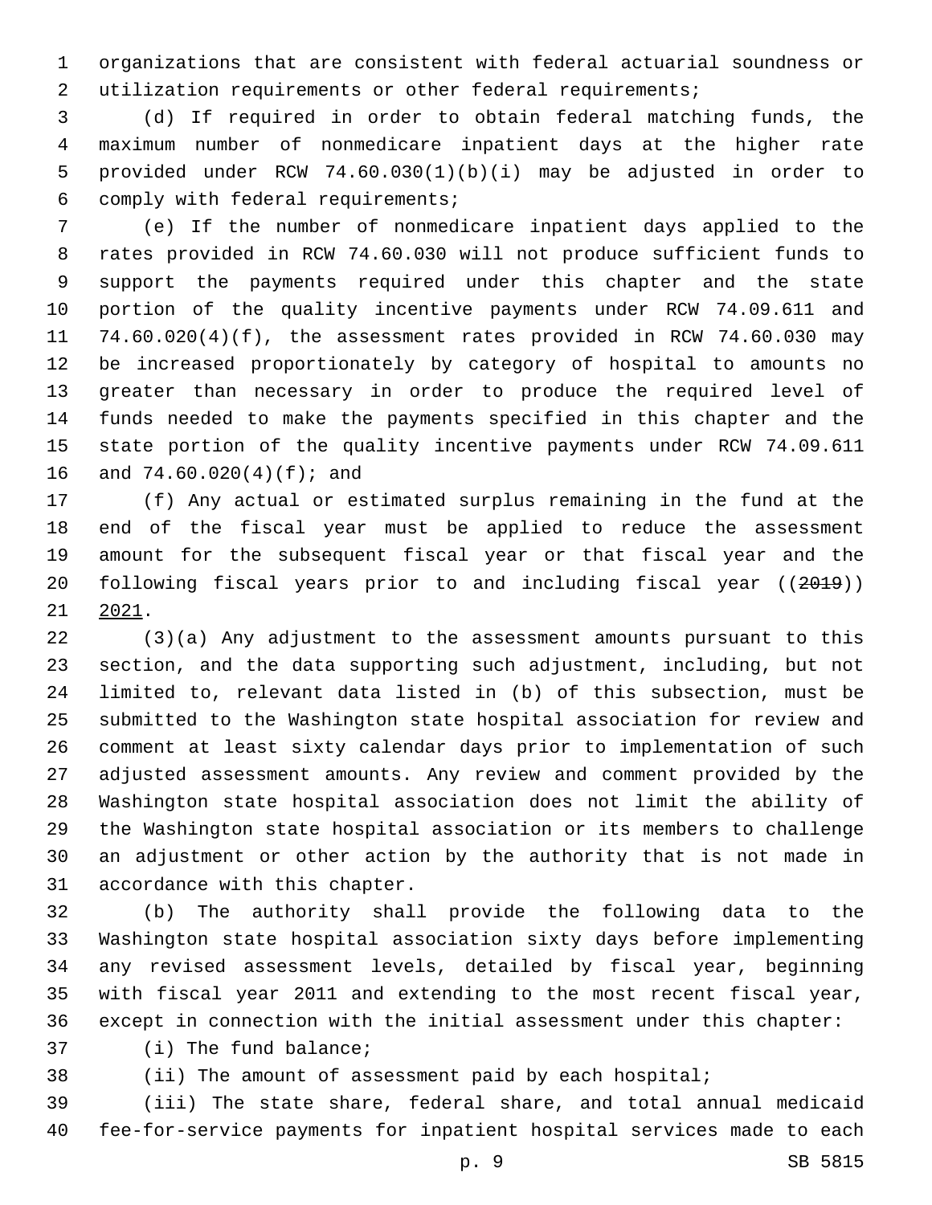organizations that are consistent with federal actuarial soundness or utilization requirements or other federal requirements;

(d) If required in order to obtain federal matching funds, the maximum number of nonmedicare inpatient days at the higher rate provided under RCW 74.60.030(1)(b)(i) may be adjusted in order to comply with federal requirements;

(e) If the number of nonmedicare inpatient days applied to the rates provided in RCW 74.60.030 will not produce sufficient funds to support the payments required under this chapter and the state portion of the quality incentive payments under RCW 74.09.611 and 74.60.020(4)(f), the assessment rates provided in RCW 74.60.030 may be increased proportionately by category of hospital to amounts no greater than necessary in order to produce the required level of funds needed to make the payments specified in this chapter and the state portion of the quality incentive payments under RCW 74.09.611 and 74.60.020(4)(f); and

(f) Any actual or estimated surplus remaining in the fund at the end of the fiscal year must be applied to reduce the assessment amount for the subsequent fiscal year or that fiscal year and the following fiscal years prior to and including fiscal year ((~~2019~~)) 2021.

(3)(a) Any adjustment to the assessment amounts pursuant to this section, and the data supporting such adjustment, including, but not limited to, relevant data listed in (b) of this subsection, must be submitted to the Washington state hospital association for review and comment at least sixty calendar days prior to implementation of such adjusted assessment amounts. Any review and comment provided by the Washington state hospital association does not limit the ability of the Washington state hospital association or its members to challenge an adjustment or other action by the authority that is not made in accordance with this chapter.

(b) The authority shall provide the following data to the Washington state hospital association sixty days before implementing any revised assessment levels, detailed by fiscal year, beginning with fiscal year 2011 and extending to the most recent fiscal year, except in connection with the initial assessment under this chapter:

(i) The fund balance;

(ii) The amount of assessment paid by each hospital;

(iii) The state share, federal share, and total annual medicaid fee-for-service payments for inpatient hospital services made to each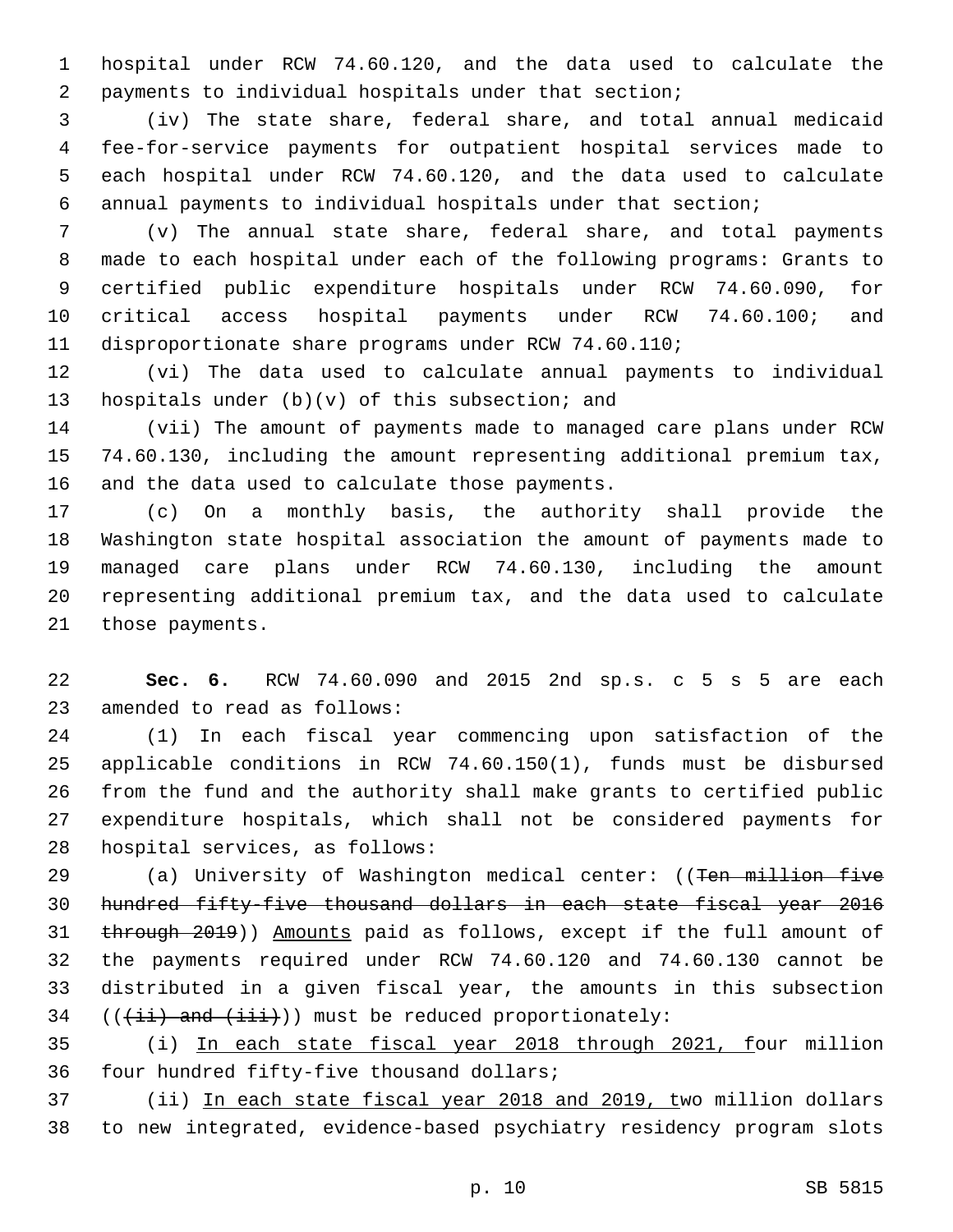hospital under RCW 74.60.120, and the data used to calculate the payments to individual hospitals under that section;

(iv) The state share, federal share, and total annual medicaid fee-for-service payments for outpatient hospital services made to each hospital under RCW 74.60.120, and the data used to calculate annual payments to individual hospitals under that section;

(v) The annual state share, federal share, and total payments made to each hospital under each of the following programs: Grants to certified public expenditure hospitals under RCW 74.60.090, for critical access hospital payments under RCW 74.60.100; and disproportionate share programs under RCW 74.60.110;

(vi) The data used to calculate annual payments to individual hospitals under (b)(v) of this subsection; and

(vii) The amount of payments made to managed care plans under RCW 74.60.130, including the amount representing additional premium tax, and the data used to calculate those payments.

(c) On a monthly basis, the authority shall provide the Washington state hospital association the amount of payments made to managed care plans under RCW 74.60.130, including the amount representing additional premium tax, and the data used to calculate those payments.

**Sec. 6.** RCW 74.60.090 and 2015 2nd sp.s. c 5 s 5 are each amended to read as follows:

(1) In each fiscal year commencing upon satisfaction of the applicable conditions in RCW 74.60.150(1), funds must be disbursed from the fund and the authority shall make grants to certified public expenditure hospitals, which shall not be considered payments for hospital services, as follows:

(a) University of Washington medical center: ((~~Ten million five hundred fifty-five thousand dollars in each state fiscal year 2016 through 2019~~)) <u>Amounts</u> paid as follows, except if the full amount of the payments required under RCW 74.60.120 and 74.60.130 cannot be distributed in a given fiscal year, the amounts in this subsection ((~~(ii) and (iii)~~)) must be reduced proportionately:

(i) <u>In each state fiscal year 2018 through 2021, f</u>our million four hundred fifty-five thousand dollars;

(ii) <u>In each state fiscal year 2018 and 2019, t</u>wo million dollars to new integrated, evidence-based psychiatry residency program slots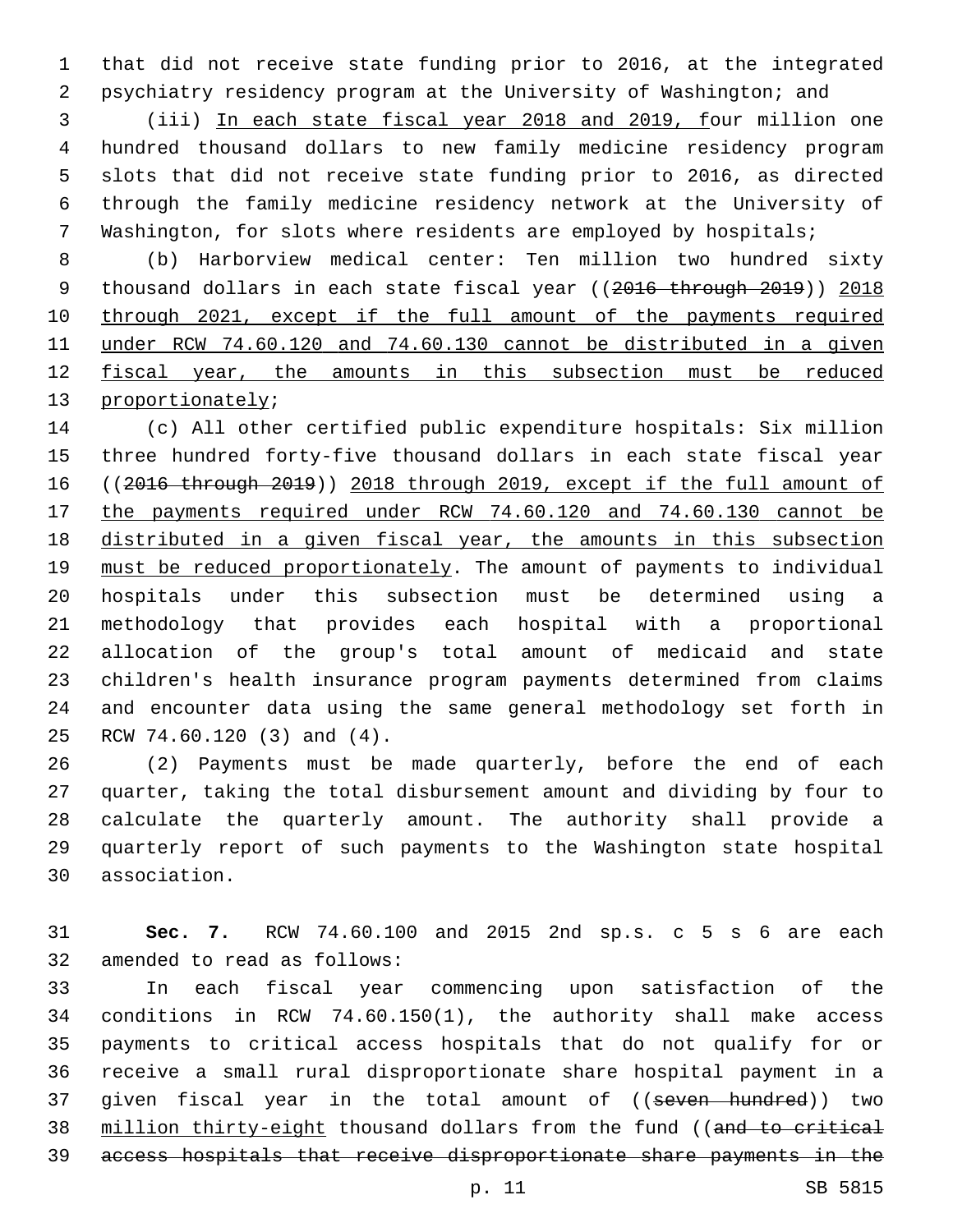that did not receive state funding prior to 2016, at the integrated psychiatry residency program at the University of Washington; and

(iii) In each state fiscal year 2018 and 2019, four million one hundred thousand dollars to new family medicine residency program slots that did not receive state funding prior to 2016, as directed through the family medicine residency network at the University of Washington, for slots where residents are employed by hospitals;

(b) Harborview medical center: Ten million two hundred sixty thousand dollars in each state fiscal year ((~~2016 through 2019~~)) 2018 through 2021, except if the full amount of the payments required under RCW 74.60.120 and 74.60.130 cannot be distributed in a given fiscal year, the amounts in this subsection must be reduced proportionately;

(c) All other certified public expenditure hospitals: Six million three hundred forty-five thousand dollars in each state fiscal year ((~~2016 through 2019~~)) 2018 through 2019, except if the full amount of the payments required under RCW 74.60.120 and 74.60.130 cannot be distributed in a given fiscal year, the amounts in this subsection must be reduced proportionately. The amount of payments to individual hospitals under this subsection must be determined using a methodology that provides each hospital with a proportional allocation of the group's total amount of medicaid and state children's health insurance program payments determined from claims and encounter data using the same general methodology set forth in RCW 74.60.120 (3) and (4).

(2) Payments must be made quarterly, before the end of each quarter, taking the total disbursement amount and dividing by four to calculate the quarterly amount. The authority shall provide a quarterly report of such payments to the Washington state hospital association.

**Sec. 7.** RCW 74.60.100 and 2015 2nd sp.s. c 5 s 6 are each amended to read as follows:

In each fiscal year commencing upon satisfaction of the conditions in RCW 74.60.150(1), the authority shall make access payments to critical access hospitals that do not qualify for or receive a small rural disproportionate share hospital payment in a given fiscal year in the total amount of ((~~seven hundred~~)) two million thirty-eight thousand dollars from the fund ((~~and to critical access hospitals that receive disproportionate share payments in the~~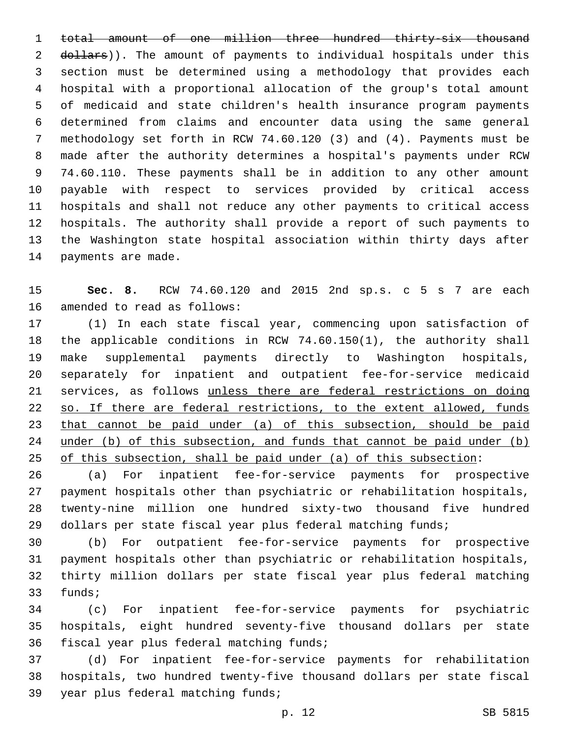~~total amount of one million three hundred thirty-six thousand dollars~~)). The amount of payments to individual hospitals under this section must be determined using a methodology that provides each hospital with a proportional allocation of the group's total amount of medicaid and state children's health insurance program payments determined from claims and encounter data using the same general methodology set forth in RCW 74.60.120 (3) and (4). Payments must be made after the authority determines a hospital's payments under RCW 74.60.110. These payments shall be in addition to any other amount payable with respect to services provided by critical access hospitals and shall not reduce any other payments to critical access hospitals. The authority shall provide a report of such payments to the Washington state hospital association within thirty days after payments are made.

**Sec. 8.** RCW 74.60.120 and 2015 2nd sp.s. c 5 s 7 are each amended to read as follows:

(1) In each state fiscal year, commencing upon satisfaction of the applicable conditions in RCW 74.60.150(1), the authority shall make supplemental payments directly to Washington hospitals, separately for inpatient and outpatient fee-for-service medicaid services, as follows <u>unless there are federal restrictions on doing so. If there are federal restrictions, to the extent allowed, funds that cannot be paid under (a) of this subsection, should be paid under (b) of this subsection, and funds that cannot be paid under (b) of this subsection, shall be paid under (a) of this subsection</u>:

(a) For inpatient fee-for-service payments for prospective payment hospitals other than psychiatric or rehabilitation hospitals, twenty-nine million one hundred sixty-two thousand five hundred dollars per state fiscal year plus federal matching funds;

(b) For outpatient fee-for-service payments for prospective payment hospitals other than psychiatric or rehabilitation hospitals, thirty million dollars per state fiscal year plus federal matching funds;

(c) For inpatient fee-for-service payments for psychiatric hospitals, eight hundred seventy-five thousand dollars per state fiscal year plus federal matching funds;

(d) For inpatient fee-for-service payments for rehabilitation hospitals, two hundred twenty-five thousand dollars per state fiscal year plus federal matching funds;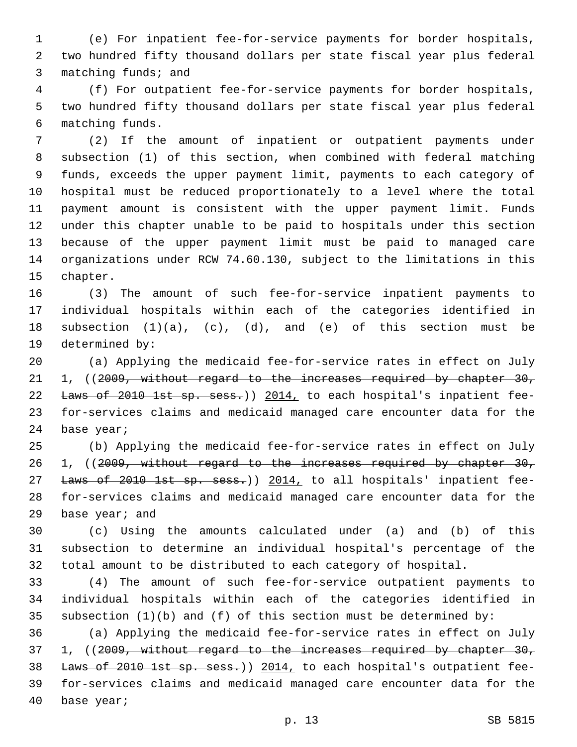(e) For inpatient fee-for-service payments for border hospitals, two hundred fifty thousand dollars per state fiscal year plus federal matching funds; and

(f) For outpatient fee-for-service payments for border hospitals, two hundred fifty thousand dollars per state fiscal year plus federal matching funds.

(2) If the amount of inpatient or outpatient payments under subsection (1) of this section, when combined with federal matching funds, exceeds the upper payment limit, payments to each category of hospital must be reduced proportionately to a level where the total payment amount is consistent with the upper payment limit. Funds under this chapter unable to be paid to hospitals under this section because of the upper payment limit must be paid to managed care organizations under RCW 74.60.130, subject to the limitations in this chapter.

(3) The amount of such fee-for-service inpatient payments to individual hospitals within each of the categories identified in subsection (1)(a), (c), (d), and (e) of this section must be determined by:

(a) Applying the medicaid fee-for-service rates in effect on July 1, ((~~2009, without regard to the increases required by chapter 30, Laws of 2010 1st sp. sess.~~)) <u>2014,</u> to each hospital's inpatient fee-for-services claims and medicaid managed care encounter data for the base year;

(b) Applying the medicaid fee-for-service rates in effect on July 1, ((~~2009, without regard to the increases required by chapter 30, Laws of 2010 1st sp. sess.~~)) <u>2014,</u> to all hospitals' inpatient fee-for-services claims and medicaid managed care encounter data for the base year; and

(c) Using the amounts calculated under (a) and (b) of this subsection to determine an individual hospital's percentage of the total amount to be distributed to each category of hospital.

(4) The amount of such fee-for-service outpatient payments to individual hospitals within each of the categories identified in subsection (1)(b) and (f) of this section must be determined by:

(a) Applying the medicaid fee-for-service rates in effect on July 1, ((~~2009, without regard to the increases required by chapter 30, Laws of 2010 1st sp. sess.~~)) <u>2014,</u> to each hospital's outpatient fee-for-services claims and medicaid managed care encounter data for the base year;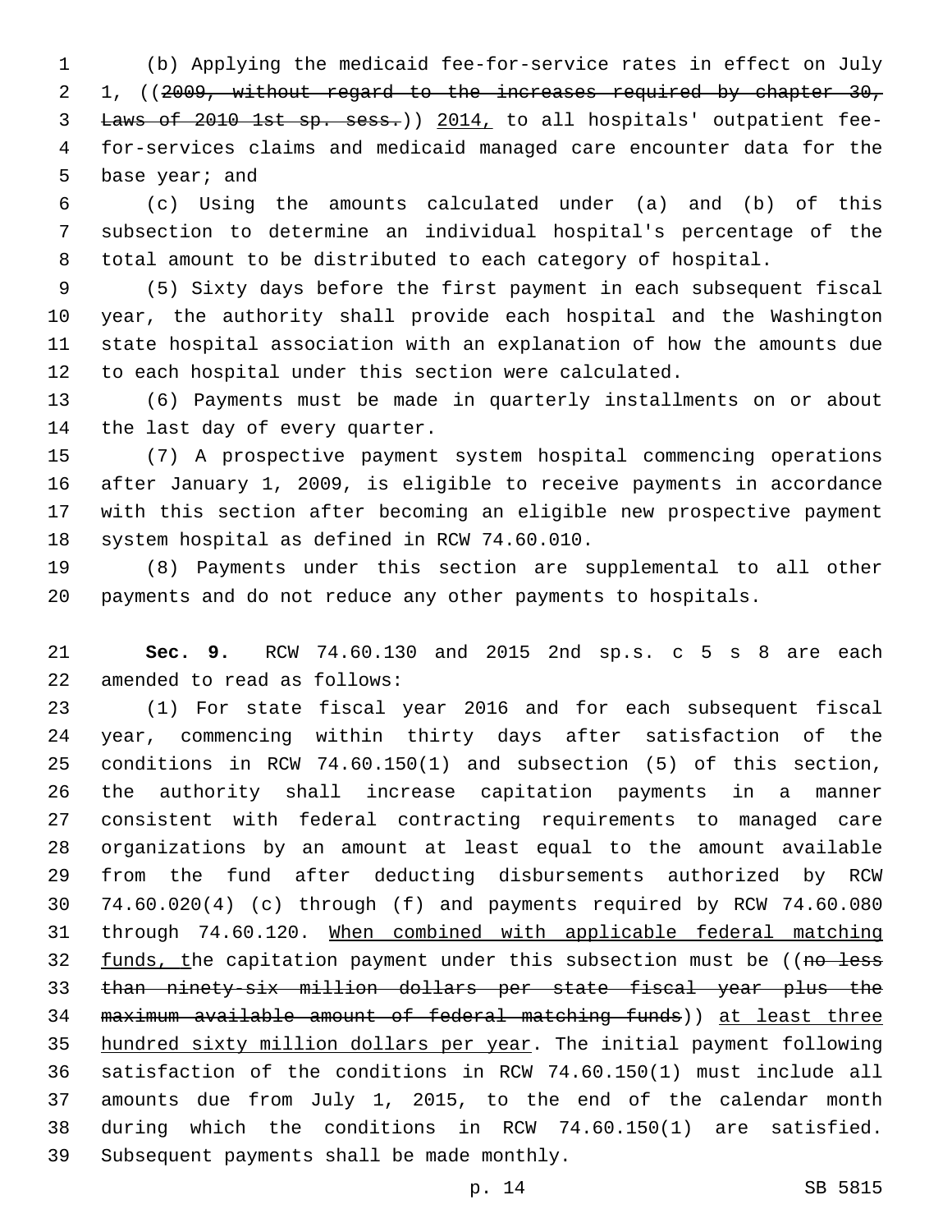(b) Applying the medicaid fee-for-service rates in effect on July 1, ((~~2009, without regard to the increases required by chapter 30, Laws of 2010 1st sp. sess.~~)) <u>2014,</u> to all hospitals' outpatient fee-for-services claims and medicaid managed care encounter data for the base year; and

(c) Using the amounts calculated under (a) and (b) of this subsection to determine an individual hospital's percentage of the total amount to be distributed to each category of hospital.

(5) Sixty days before the first payment in each subsequent fiscal year, the authority shall provide each hospital and the Washington state hospital association with an explanation of how the amounts due to each hospital under this section were calculated.

(6) Payments must be made in quarterly installments on or about the last day of every quarter.

(7) A prospective payment system hospital commencing operations after January 1, 2009, is eligible to receive payments in accordance with this section after becoming an eligible new prospective payment system hospital as defined in RCW 74.60.010.

(8) Payments under this section are supplemental to all other payments and do not reduce any other payments to hospitals.

**Sec. 9.** RCW 74.60.130 and 2015 2nd sp.s. c 5 s 8 are each amended to read as follows:

(1) For state fiscal year 2016 and for each subsequent fiscal year, commencing within thirty days after satisfaction of the conditions in RCW 74.60.150(1) and subsection (5) of this section, the authority shall increase capitation payments in a manner consistent with federal contracting requirements to managed care organizations by an amount at least equal to the amount available from the fund after deducting disbursements authorized by RCW 74.60.020(4) (c) through (f) and payments required by RCW 74.60.080 through 74.60.120. <u>When combined with applicable federal matching funds, t</u>he capitation payment under this subsection must be ((~~no less than ninety-six million dollars per state fiscal year plus the maximum available amount of federal matching funds~~)) <u>at least three hundred sixty million dollars per year</u>. The initial payment following satisfaction of the conditions in RCW 74.60.150(1) must include all amounts due from July 1, 2015, to the end of the calendar month during which the conditions in RCW 74.60.150(1) are satisfied. Subsequent payments shall be made monthly.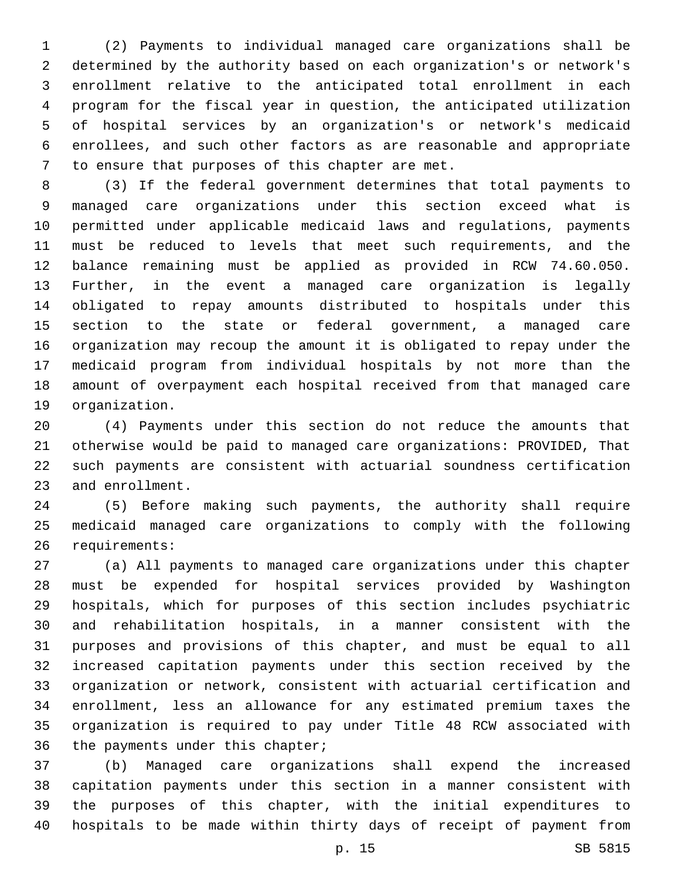(2) Payments to individual managed care organizations shall be determined by the authority based on each organization's or network's enrollment relative to the anticipated total enrollment in each program for the fiscal year in question, the anticipated utilization of hospital services by an organization's or network's medicaid enrollees, and such other factors as are reasonable and appropriate to ensure that purposes of this chapter are met.

(3) If the federal government determines that total payments to managed care organizations under this section exceed what is permitted under applicable medicaid laws and regulations, payments must be reduced to levels that meet such requirements, and the balance remaining must be applied as provided in RCW 74.60.050. Further, in the event a managed care organization is legally obligated to repay amounts distributed to hospitals under this section to the state or federal government, a managed care organization may recoup the amount it is obligated to repay under the medicaid program from individual hospitals by not more than the amount of overpayment each hospital received from that managed care organization.

(4) Payments under this section do not reduce the amounts that otherwise would be paid to managed care organizations: PROVIDED, That such payments are consistent with actuarial soundness certification and enrollment.

(5) Before making such payments, the authority shall require medicaid managed care organizations to comply with the following requirements:

(a) All payments to managed care organizations under this chapter must be expended for hospital services provided by Washington hospitals, which for purposes of this section includes psychiatric and rehabilitation hospitals, in a manner consistent with the purposes and provisions of this chapter, and must be equal to all increased capitation payments under this section received by the organization or network, consistent with actuarial certification and enrollment, less an allowance for any estimated premium taxes the organization is required to pay under Title 48 RCW associated with the payments under this chapter;

(b) Managed care organizations shall expend the increased capitation payments under this section in a manner consistent with the purposes of this chapter, with the initial expenditures to hospitals to be made within thirty days of receipt of payment from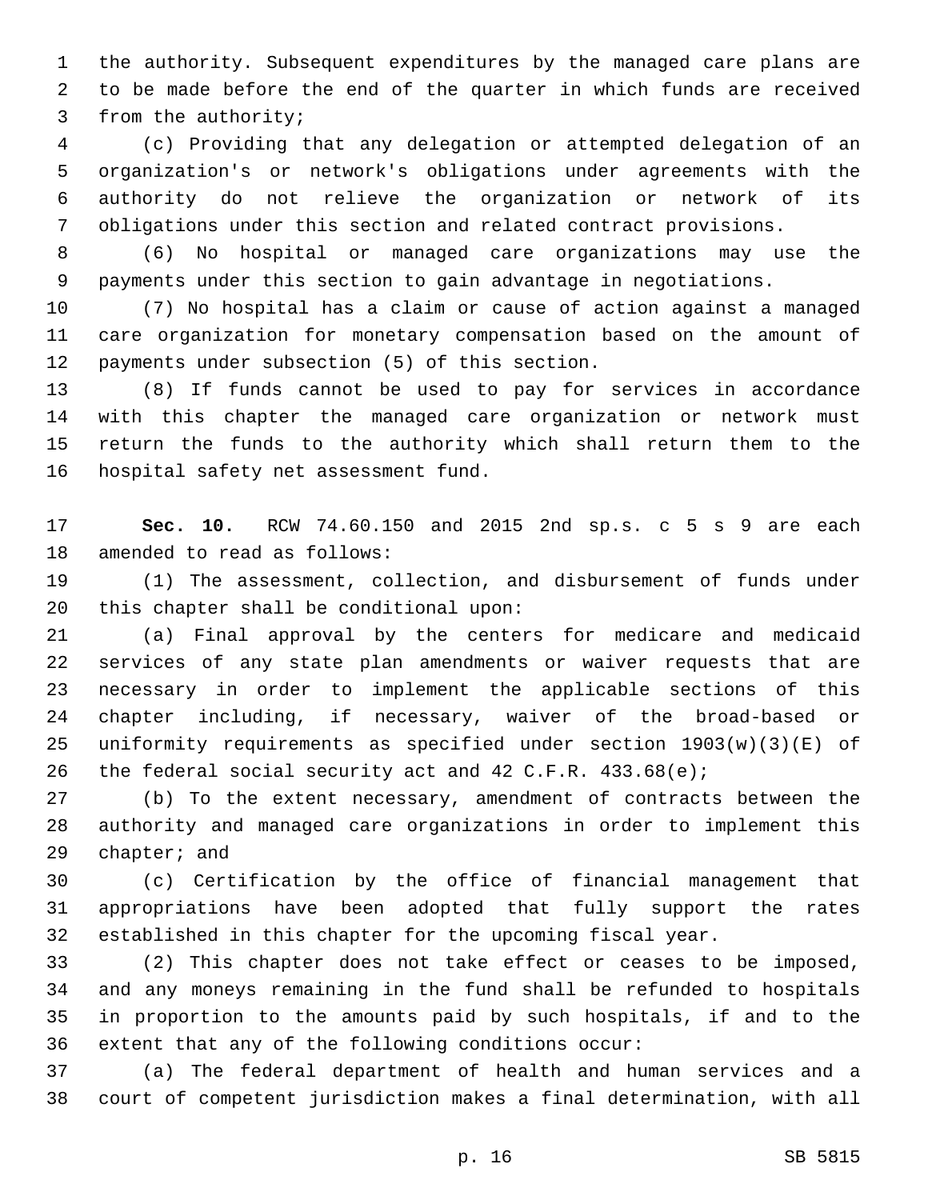the authority. Subsequent expenditures by the managed care plans are to be made before the end of the quarter in which funds are received from the authority;

(c) Providing that any delegation or attempted delegation of an organization's or network's obligations under agreements with the authority do not relieve the organization or network of its obligations under this section and related contract provisions.

(6) No hospital or managed care organizations may use the payments under this section to gain advantage in negotiations.

(7) No hospital has a claim or cause of action against a managed care organization for monetary compensation based on the amount of payments under subsection (5) of this section.

(8) If funds cannot be used to pay for services in accordance with this chapter the managed care organization or network must return the funds to the authority which shall return them to the hospital safety net assessment fund.

**Sec. 10.** RCW 74.60.150 and 2015 2nd sp.s. c 5 s 9 are each amended to read as follows:

(1) The assessment, collection, and disbursement of funds under this chapter shall be conditional upon:

(a) Final approval by the centers for medicare and medicaid services of any state plan amendments or waiver requests that are necessary in order to implement the applicable sections of this chapter including, if necessary, waiver of the broad-based or uniformity requirements as specified under section 1903(w)(3)(E) of the federal social security act and 42 C.F.R. 433.68(e);

(b) To the extent necessary, amendment of contracts between the authority and managed care organizations in order to implement this chapter; and

(c) Certification by the office of financial management that appropriations have been adopted that fully support the rates established in this chapter for the upcoming fiscal year.

(2) This chapter does not take effect or ceases to be imposed, and any moneys remaining in the fund shall be refunded to hospitals in proportion to the amounts paid by such hospitals, if and to the extent that any of the following conditions occur:

(a) The federal department of health and human services and a court of competent jurisdiction makes a final determination, with all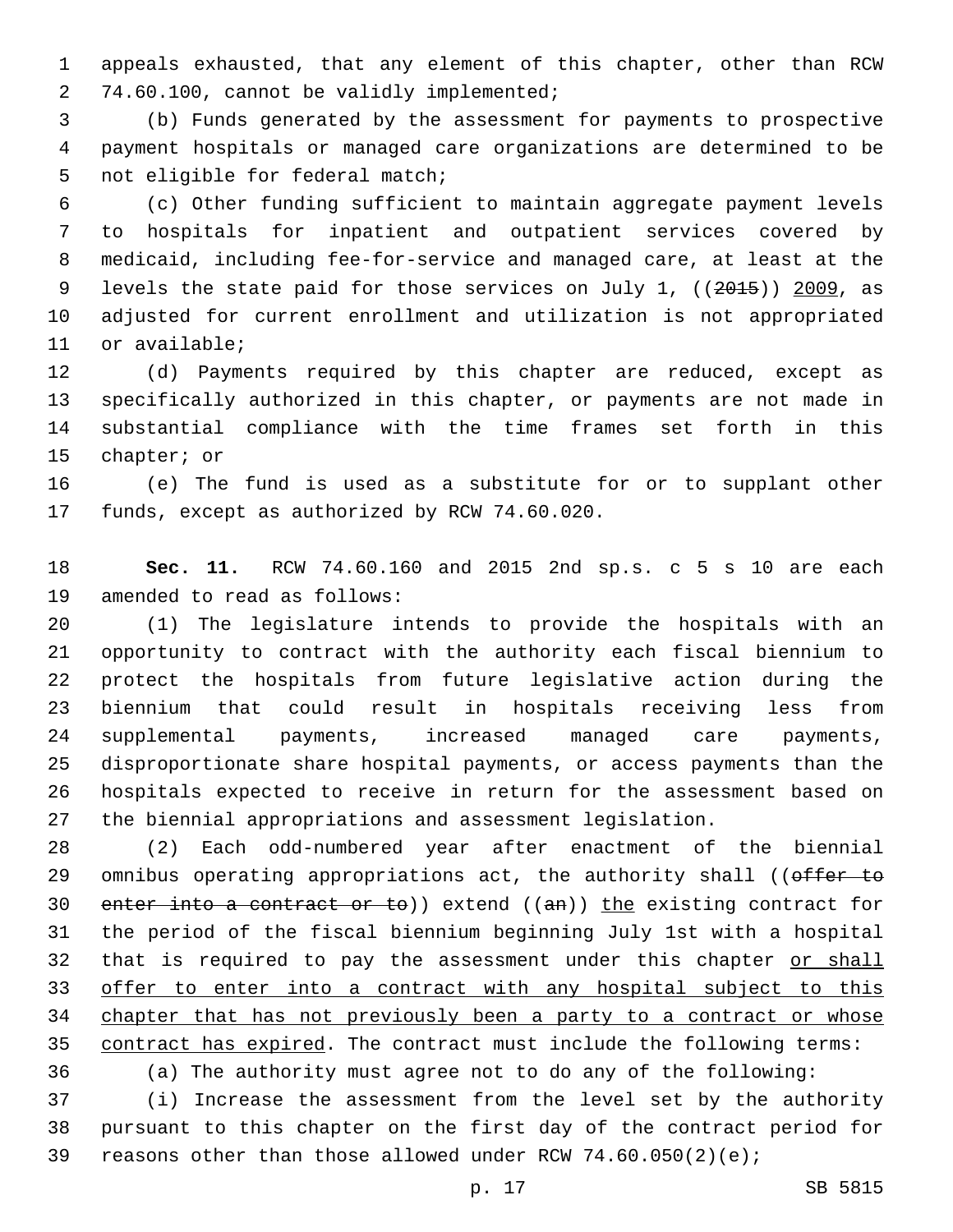appeals exhausted, that any element of this chapter, other than RCW 74.60.100, cannot be validly implemented;

(b) Funds generated by the assessment for payments to prospective payment hospitals or managed care organizations are determined to be not eligible for federal match;

(c) Other funding sufficient to maintain aggregate payment levels to hospitals for inpatient and outpatient services covered by medicaid, including fee-for-service and managed care, at least at the levels the state paid for those services on July 1, ((~~2015~~)) <u>2009</u>, as adjusted for current enrollment and utilization is not appropriated or available;

(d) Payments required by this chapter are reduced, except as specifically authorized in this chapter, or payments are not made in substantial compliance with the time frames set forth in this chapter; or

(e) The fund is used as a substitute for or to supplant other funds, except as authorized by RCW 74.60.020.

**Sec. 11.** RCW 74.60.160 and 2015 2nd sp.s. c 5 s 10 are each amended to read as follows:

(1) The legislature intends to provide the hospitals with an opportunity to contract with the authority each fiscal biennium to protect the hospitals from future legislative action during the biennium that could result in hospitals receiving less from supplemental payments, increased managed care payments, disproportionate share hospital payments, or access payments than the hospitals expected to receive in return for the assessment based on the biennial appropriations and assessment legislation.

(2) Each odd-numbered year after enactment of the biennial omnibus operating appropriations act, the authority shall ((~~offer to enter into a contract or to~~)) extend ((~~an~~)) <u>the</u> existing contract for the period of the fiscal biennium beginning July 1st with a hospital that is required to pay the assessment under this chapter <u>or shall offer to enter into a contract with any hospital subject to this chapter that has not previously been a party to a contract or whose contract has expired</u>. The contract must include the following terms:

(a) The authority must agree not to do any of the following:

(i) Increase the assessment from the level set by the authority pursuant to this chapter on the first day of the contract period for reasons other than those allowed under RCW 74.60.050(2)(e);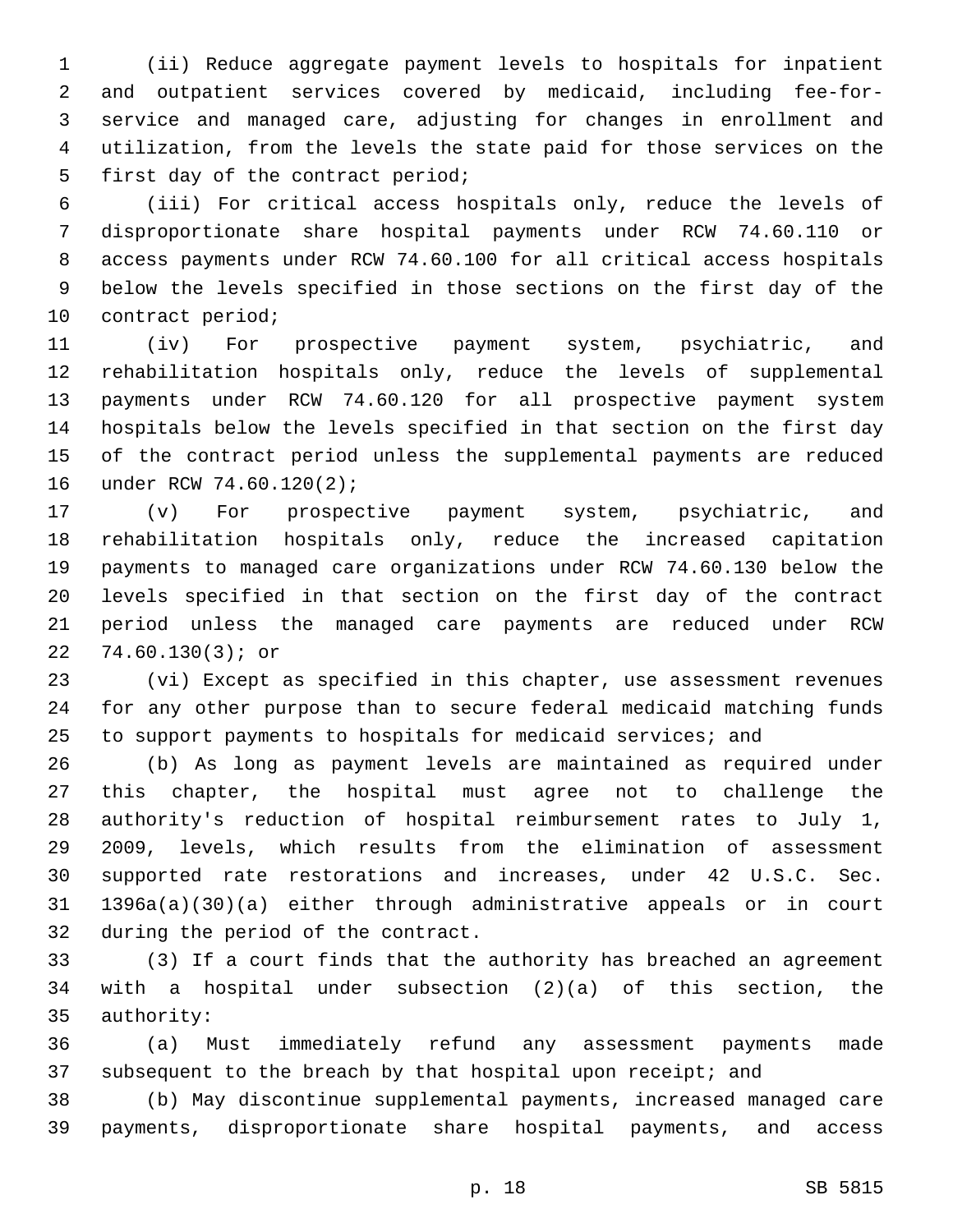(ii) Reduce aggregate payment levels to hospitals for inpatient and outpatient services covered by medicaid, including fee-for-service and managed care, adjusting for changes in enrollment and utilization, from the levels the state paid for those services on the first day of the contract period;

(iii) For critical access hospitals only, reduce the levels of disproportionate share hospital payments under RCW 74.60.110 or access payments under RCW 74.60.100 for all critical access hospitals below the levels specified in those sections on the first day of the contract period;

(iv) For prospective payment system, psychiatric, and rehabilitation hospitals only, reduce the levels of supplemental payments under RCW 74.60.120 for all prospective payment system hospitals below the levels specified in that section on the first day of the contract period unless the supplemental payments are reduced under RCW 74.60.120(2);

(v) For prospective payment system, psychiatric, and rehabilitation hospitals only, reduce the increased capitation payments to managed care organizations under RCW 74.60.130 below the levels specified in that section on the first day of the contract period unless the managed care payments are reduced under RCW 74.60.130(3); or

(vi) Except as specified in this chapter, use assessment revenues for any other purpose than to secure federal medicaid matching funds to support payments to hospitals for medicaid services; and

(b) As long as payment levels are maintained as required under this chapter, the hospital must agree not to challenge the authority's reduction of hospital reimbursement rates to July 1, 2009, levels, which results from the elimination of assessment supported rate restorations and increases, under 42 U.S.C. Sec. 1396a(a)(30)(a) either through administrative appeals or in court during the period of the contract.

(3) If a court finds that the authority has breached an agreement with a hospital under subsection (2)(a) of this section, the authority:

(a) Must immediately refund any assessment payments made subsequent to the breach by that hospital upon receipt; and

(b) May discontinue supplemental payments, increased managed care payments, disproportionate share hospital payments, and access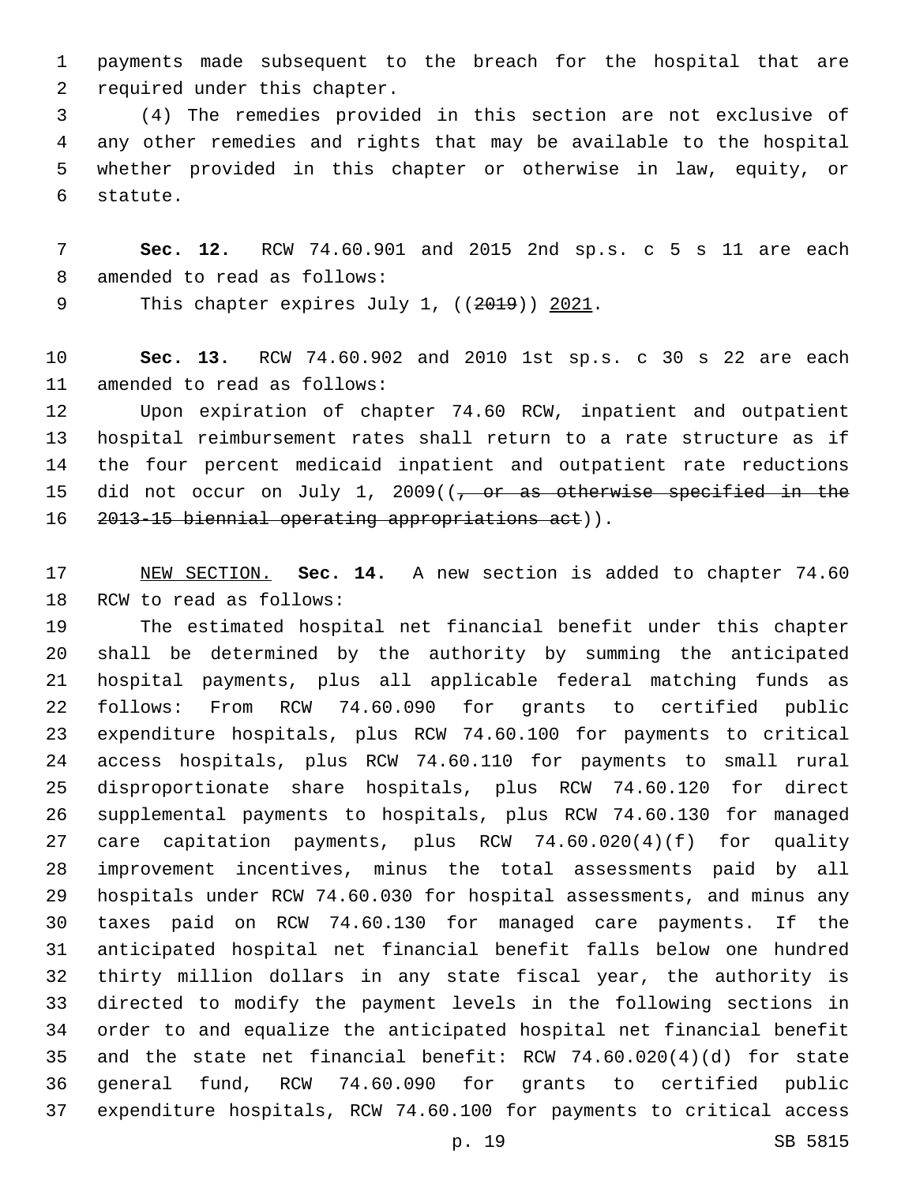payments made subsequent to the breach for the hospital that are required under this chapter.

(4) The remedies provided in this section are not exclusive of any other remedies and rights that may be available to the hospital whether provided in this chapter or otherwise in law, equity, or statute.

**Sec. 12.** RCW 74.60.901 and 2015 2nd sp.s. c 5 s 11 are each amended to read as follows:

This chapter expires July 1, ((~~2019~~)) <u>2021</u>.

**Sec. 13.** RCW 74.60.902 and 2010 1st sp.s. c 30 s 22 are each amended to read as follows:

Upon expiration of chapter 74.60 RCW, inpatient and outpatient hospital reimbursement rates shall return to a rate structure as if the four percent medicaid inpatient and outpatient rate reductions did not occur on July 1, 2009((~~, or as otherwise specified in the 2013-15 biennial operating appropriations act~~)).

<u>NEW SECTION.</u> **Sec. 14.** A new section is added to chapter 74.60 RCW to read as follows:

The estimated hospital net financial benefit under this chapter shall be determined by the authority by summing the anticipated hospital payments, plus all applicable federal matching funds as follows: From RCW 74.60.090 for grants to certified public expenditure hospitals, plus RCW 74.60.100 for payments to critical access hospitals, plus RCW 74.60.110 for payments to small rural disproportionate share hospitals, plus RCW 74.60.120 for direct supplemental payments to hospitals, plus RCW 74.60.130 for managed care capitation payments, plus RCW 74.60.020(4)(f) for quality improvement incentives, minus the total assessments paid by all hospitals under RCW 74.60.030 for hospital assessments, and minus any taxes paid on RCW 74.60.130 for managed care payments. If the anticipated hospital net financial benefit falls below one hundred thirty million dollars in any state fiscal year, the authority is directed to modify the payment levels in the following sections in order to and equalize the anticipated hospital net financial benefit and the state net financial benefit: RCW 74.60.020(4)(d) for state general fund, RCW 74.60.090 for grants to certified public expenditure hospitals, RCW 74.60.100 for payments to critical access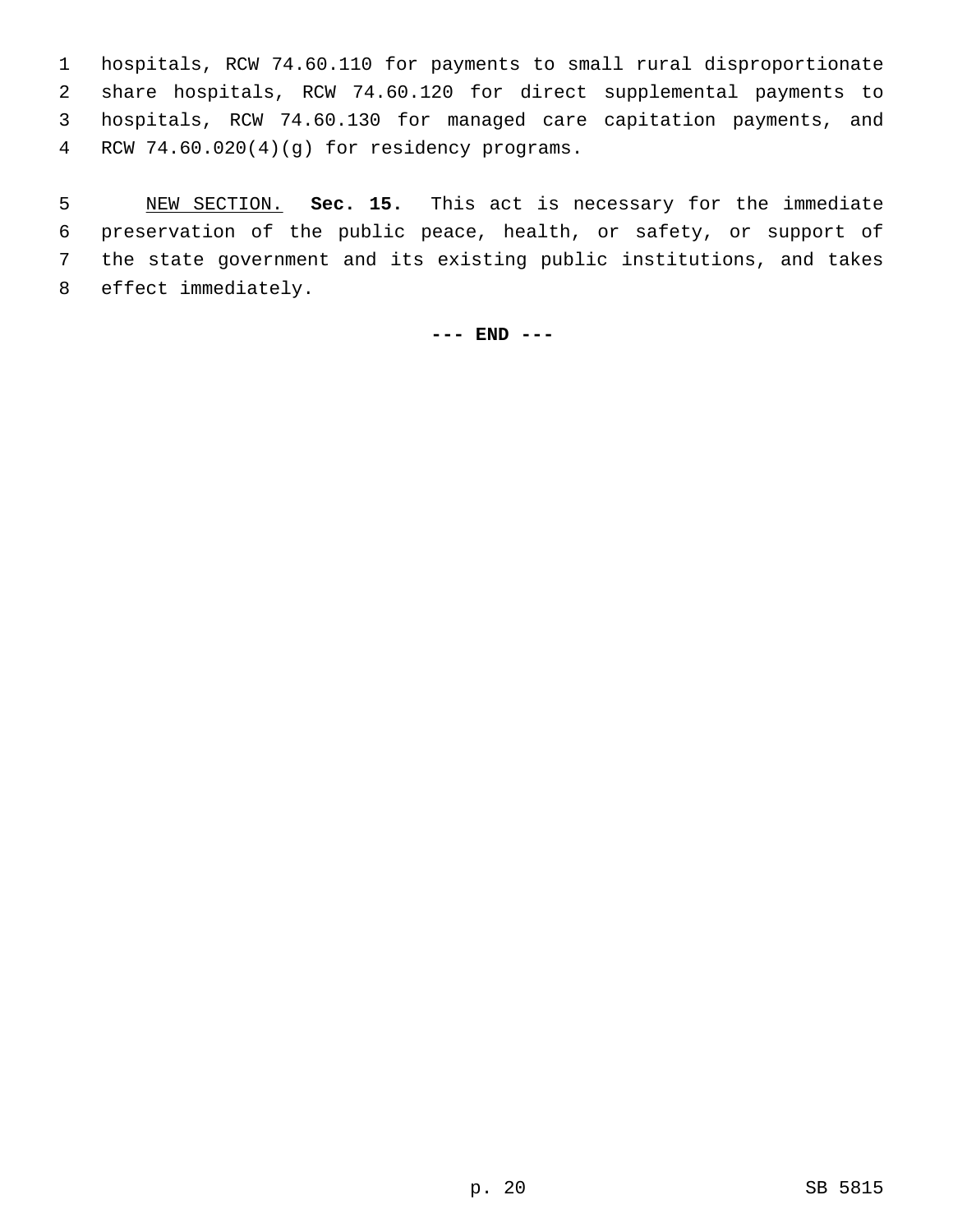hospitals, RCW 74.60.110 for payments to small rural disproportionate share hospitals, RCW 74.60.120 for direct supplemental payments to hospitals, RCW 74.60.130 for managed care capitation payments, and RCW 74.60.020(4)(g) for residency programs.

NEW SECTION. **Sec. 15.** This act is necessary for the immediate preservation of the public peace, health, or safety, or support of the state government and its existing public institutions, and takes effect immediately.

**--- END ---**